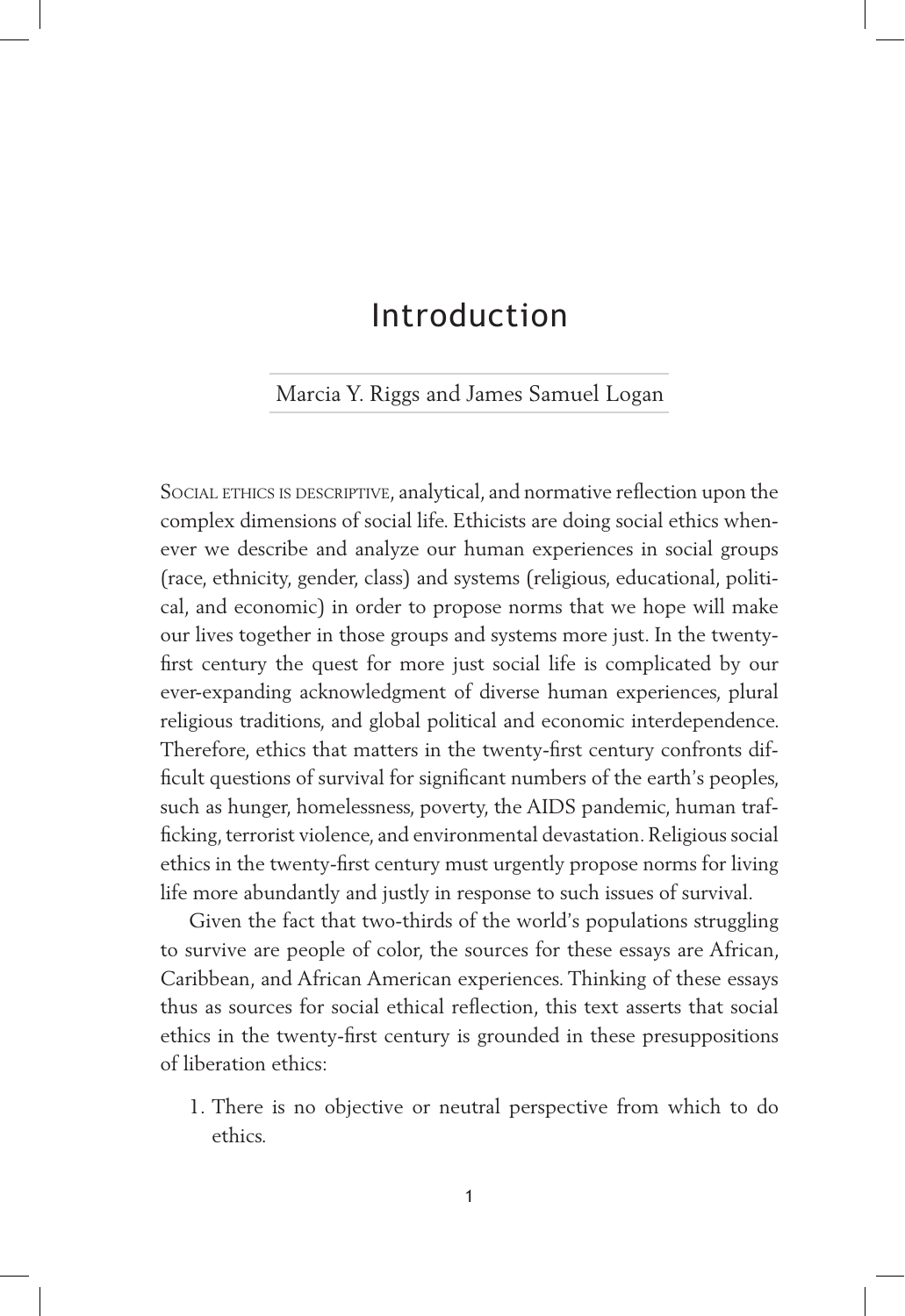# Introduction

Marcia Y. Riggs and James Samuel Logan

Social ethics is descriptive, analytical, and normative reflection upon the complex dimensions of social life. Ethicists are doing social ethics whenever we describe and analyze our human experiences in social groups (race, ethnicity, gender, class) and systems (religious, educational, political, and economic) in order to propose norms that we hope will make our lives together in those groups and systems more just. In the twenty-first century the quest for more just social life is complicated by our ever-expanding acknowledgment of diverse human experiences, plural religious traditions, and global political and economic interdependence. Therefore, ethics that matters in the twenty-first century confronts difficult questions of survival for significant numbers of the earth's peoples, such as hunger, homelessness, poverty, the AIDS pandemic, human trafficking, terrorist violence, and environmental devastation. Religious social ethics in the twenty-first century must urgently propose norms for living life more abundantly and justly in response to such issues of survival.

Given the fact that two-thirds of the world's populations struggling to survive are people of color, the sources for these essays are African, Caribbean, and African American experiences. Thinking of these essays thus as sources for social ethical reflection, this text asserts that social ethics in the twenty-first century is grounded in these presuppositions of liberation ethics:

1. There is no objective or neutral perspective from which to do ethics.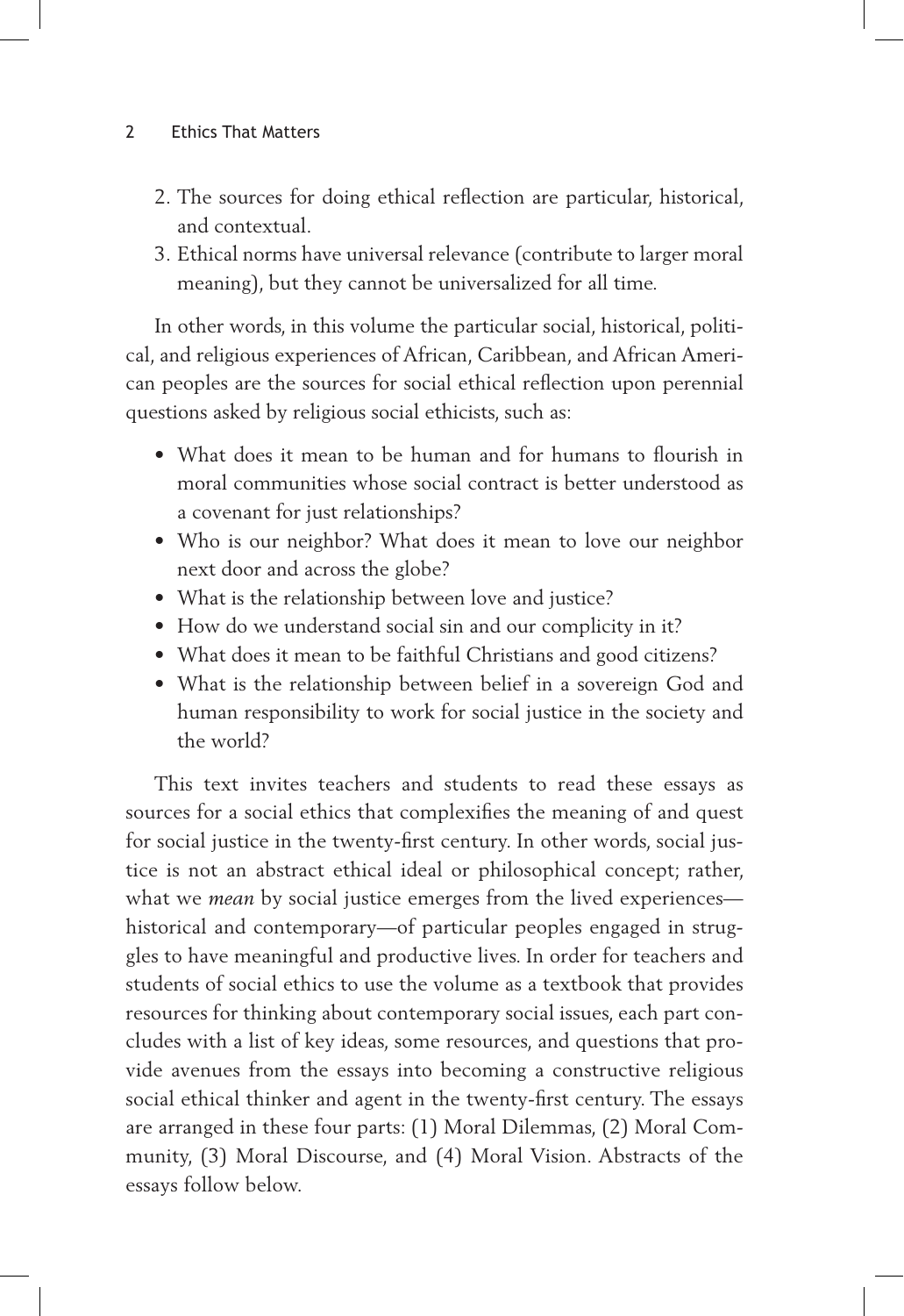2. The sources for doing ethical reflection are particular, historical, and contextual.
3. Ethical norms have universal relevance (contribute to larger moral meaning), but they cannot be universalized for all time.

In other words, in this volume the particular social, historical, political, and religious experiences of African, Caribbean, and African American peoples are the sources for social ethical reflection upon perennial questions asked by religious social ethicists, such as:

- What does it mean to be human and for humans to flourish in moral communities whose social contract is better understood as a covenant for just relationships?
- Who is our neighbor? What does it mean to love our neighbor next door and across the globe?
- What is the relationship between love and justice?
- How do we understand social sin and our complicity in it?
- What does it mean to be faithful Christians and good citizens?
- What is the relationship between belief in a sovereign God and human responsibility to work for social justice in the society and the world?

This text invites teachers and students to read these essays as sources for a social ethics that complexifies the meaning of and quest for social justice in the twenty-first century. In other words, social justice is not an abstract ethical ideal or philosophical concept; rather, what we *mean* by social justice emerges from the lived experiences—historical and contemporary—of particular peoples engaged in struggles to have meaningful and productive lives. In order for teachers and students of social ethics to use the volume as a textbook that provides resources for thinking about contemporary social issues, each part concludes with a list of key ideas, some resources, and questions that provide avenues from the essays into becoming a constructive religious social ethical thinker and agent in the twenty-first century. The essays are arranged in these four parts: (1) Moral Dilemmas, (2) Moral Community, (3) Moral Discourse, and (4) Moral Vision. Abstracts of the essays follow below.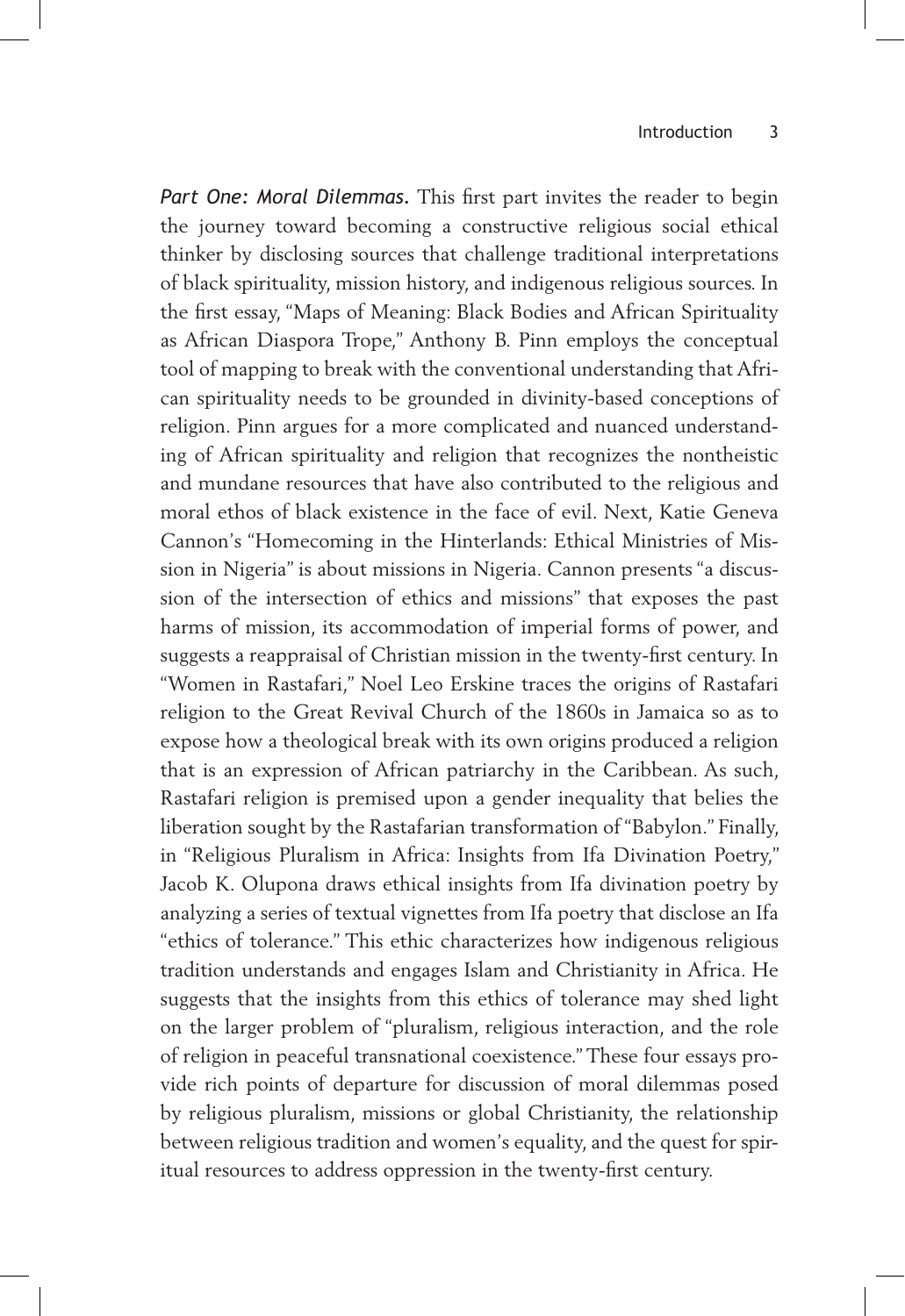*Part One: Moral Dilemmas.* This first part invites the reader to begin the journey toward becoming a constructive religious social ethical thinker by disclosing sources that challenge traditional interpretations of black spirituality, mission history, and indigenous religious sources. In the first essay, "Maps of Meaning: Black Bodies and African Spirituality as African Diaspora Trope," Anthony B. Pinn employs the conceptual tool of mapping to break with the conventional understanding that African spirituality needs to be grounded in divinity-based conceptions of religion. Pinn argues for a more complicated and nuanced understanding of African spirituality and religion that recognizes the nontheistic and mundane resources that have also contributed to the religious and moral ethos of black existence in the face of evil. Next, Katie Geneva Cannon's "Homecoming in the Hinterlands: Ethical Ministries of Mission in Nigeria" is about missions in Nigeria. Cannon presents "a discussion of the intersection of ethics and missions" that exposes the past harms of mission, its accommodation of imperial forms of power, and suggests a reappraisal of Christian mission in the twenty-first century. In "Women in Rastafari," Noel Leo Erskine traces the origins of Rastafari religion to the Great Revival Church of the 1860s in Jamaica so as to expose how a theological break with its own origins produced a religion that is an expression of African patriarchy in the Caribbean. As such, Rastafari religion is premised upon a gender inequality that belies the liberation sought by the Rastafarian transformation of "Babylon." Finally, in "Religious Pluralism in Africa: Insights from Ifa Divination Poetry," Jacob K. Olupona draws ethical insights from Ifa divination poetry by analyzing a series of textual vignettes from Ifa poetry that disclose an Ifa "ethics of tolerance." This ethic characterizes how indigenous religious tradition understands and engages Islam and Christianity in Africa. He suggests that the insights from this ethics of tolerance may shed light on the larger problem of "pluralism, religious interaction, and the role of religion in peaceful transnational coexistence." These four essays provide rich points of departure for discussion of moral dilemmas posed by religious pluralism, missions or global Christianity, the relationship between religious tradition and women's equality, and the quest for spiritual resources to address oppression in the twenty-first century.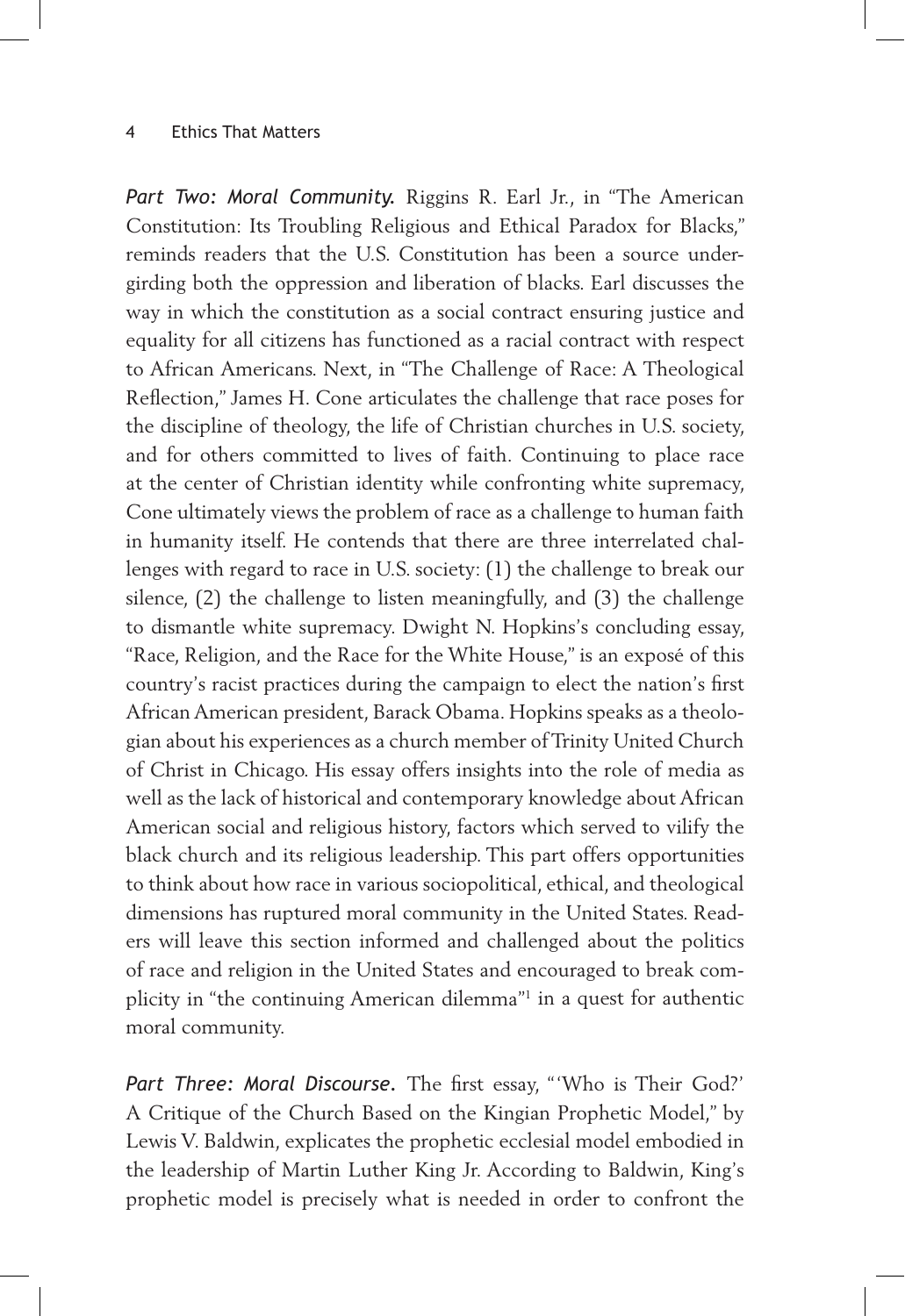*Part Two: Moral Community.* Riggins R. Earl Jr., in "The American Constitution: Its Troubling Religious and Ethical Paradox for Blacks," reminds readers that the U.S. Constitution has been a source undergirding both the oppression and liberation of blacks. Earl discusses the way in which the constitution as a social contract ensuring justice and equality for all citizens has functioned as a racial contract with respect to African Americans. Next, in "The Challenge of Race: A Theological Reflection," James H. Cone articulates the challenge that race poses for the discipline of theology, the life of Christian churches in U.S. society, and for others committed to lives of faith. Continuing to place race at the center of Christian identity while confronting white supremacy, Cone ultimately views the problem of race as a challenge to human faith in humanity itself. He contends that there are three interrelated challenges with regard to race in U.S. society: (1) the challenge to break our silence, (2) the challenge to listen meaningfully, and (3) the challenge to dismantle white supremacy. Dwight N. Hopkins's concluding essay, "Race, Religion, and the Race for the White House," is an exposé of this country's racist practices during the campaign to elect the nation's first African American president, Barack Obama. Hopkins speaks as a theologian about his experiences as a church member of Trinity United Church of Christ in Chicago. His essay offers insights into the role of media as well as the lack of historical and contemporary knowledge about African American social and religious history, factors which served to vilify the black church and its religious leadership. This part offers opportunities to think about how race in various sociopolitical, ethical, and theological dimensions has ruptured moral community in the United States. Readers will leave this section informed and challenged about the politics of race and religion in the United States and encouraged to break complicity in "the continuing American dilemma"[1] in a quest for authentic moral community.

*Part Three: Moral Discourse.* The first essay, "'Who is Their God?' A Critique of the Church Based on the Kingian Prophetic Model," by Lewis V. Baldwin, explicates the prophetic ecclesial model embodied in the leadership of Martin Luther King Jr. According to Baldwin, King's prophetic model is precisely what is needed in order to confront the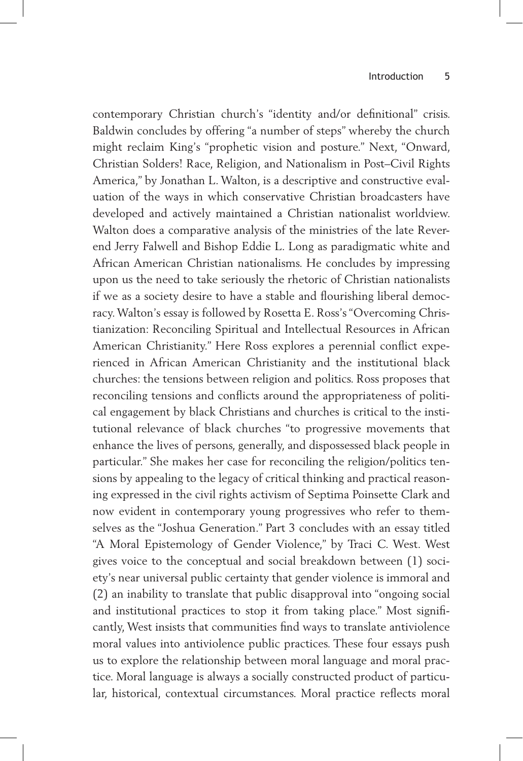contemporary Christian church's "identity and/or definitional" crisis. Baldwin concludes by offering "a number of steps" whereby the church might reclaim King's "prophetic vision and posture." Next, "Onward, Christian Solders! Race, Religion, and Nationalism in Post–Civil Rights America," by Jonathan L. Walton, is a descriptive and constructive evaluation of the ways in which conservative Christian broadcasters have developed and actively maintained a Christian nationalist worldview. Walton does a comparative analysis of the ministries of the late Reverend Jerry Falwell and Bishop Eddie L. Long as paradigmatic white and African American Christian nationalisms. He concludes by impressing upon us the need to take seriously the rhetoric of Christian nationalists if we as a society desire to have a stable and flourishing liberal democracy. Walton's essay is followed by Rosetta E. Ross's "Overcoming Christianization: Reconciling Spiritual and Intellectual Resources in African American Christianity." Here Ross explores a perennial conflict experienced in African American Christianity and the institutional black churches: the tensions between religion and politics. Ross proposes that reconciling tensions and conflicts around the appropriateness of political engagement by black Christians and churches is critical to the institutional relevance of black churches "to progressive movements that enhance the lives of persons, generally, and dispossessed black people in particular." She makes her case for reconciling the religion/politics tensions by appealing to the legacy of critical thinking and practical reasoning expressed in the civil rights activism of Septima Poinsette Clark and now evident in contemporary young progressives who refer to themselves as the "Joshua Generation." Part 3 concludes with an essay titled "A Moral Epistemology of Gender Violence," by Traci C. West. West gives voice to the conceptual and social breakdown between (1) society's near universal public certainty that gender violence is immoral and (2) an inability to translate that public disapproval into "ongoing social and institutional practices to stop it from taking place." Most significantly, West insists that communities find ways to translate antiviolence moral values into antiviolence public practices. These four essays push us to explore the relationship between moral language and moral practice. Moral language is always a socially constructed product of particular, historical, contextual circumstances. Moral practice reflects moral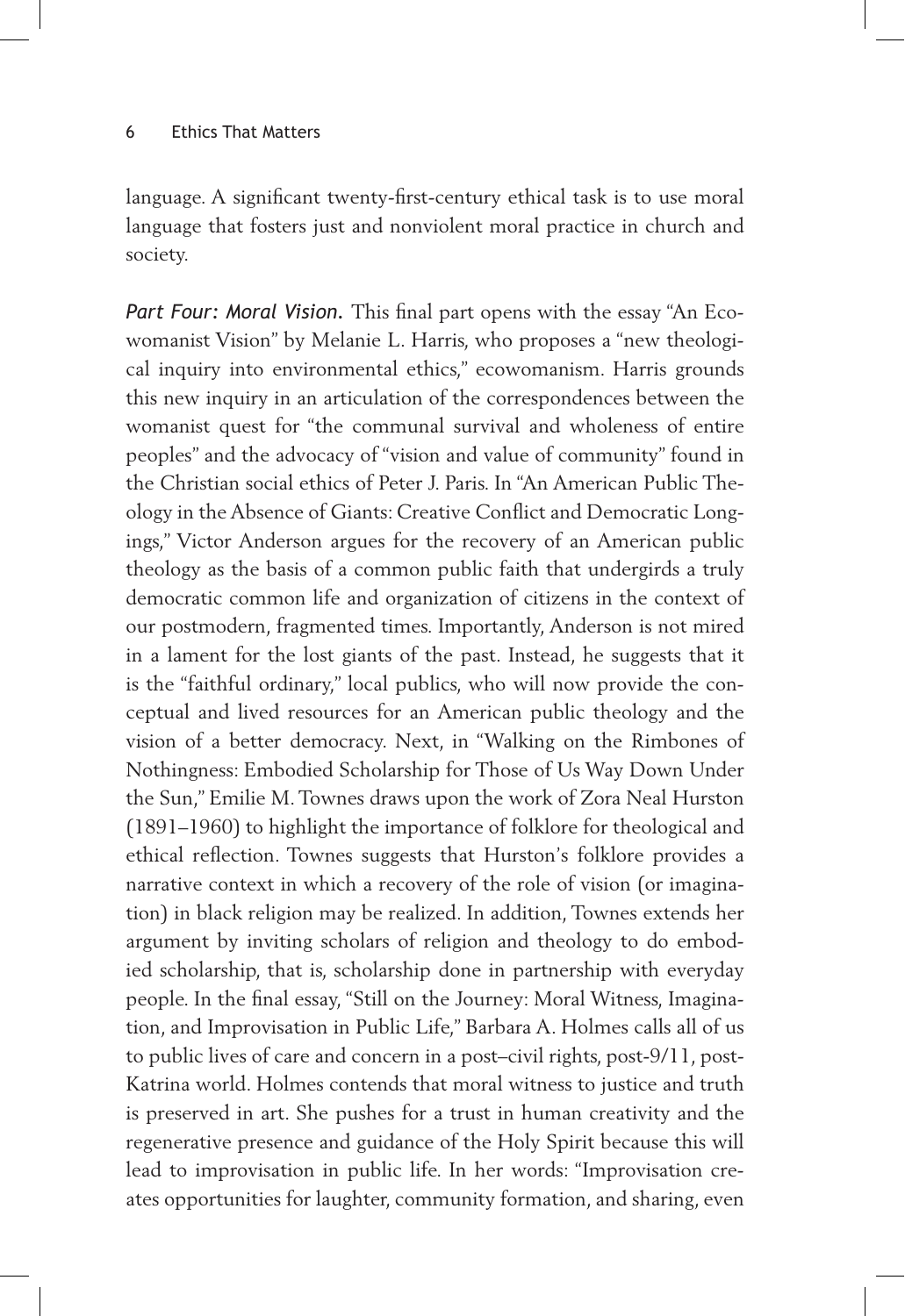language. A significant twenty-first-century ethical task is to use moral language that fosters just and nonviolent moral practice in church and society.

***Part Four: Moral Vision.*** This final part opens with the essay "An Ecowomanist Vision" by Melanie L. Harris, who proposes a "new theological inquiry into environmental ethics," ecowomanism. Harris grounds this new inquiry in an articulation of the correspondences between the womanist quest for "the communal survival and wholeness of entire peoples" and the advocacy of "vision and value of community" found in the Christian social ethics of Peter J. Paris. In "An American Public Theology in the Absence of Giants: Creative Conflict and Democratic Longings," Victor Anderson argues for the recovery of an American public theology as the basis of a common public faith that undergirds a truly democratic common life and organization of citizens in the context of our postmodern, fragmented times. Importantly, Anderson is not mired in a lament for the lost giants of the past. Instead, he suggests that it is the "faithful ordinary," local publics, who will now provide the conceptual and lived resources for an American public theology and the vision of a better democracy. Next, in "Walking on the Rimbones of Nothingness: Embodied Scholarship for Those of Us Way Down Under the Sun," Emilie M. Townes draws upon the work of Zora Neal Hurston (1891–1960) to highlight the importance of folklore for theological and ethical reflection. Townes suggests that Hurston's folklore provides a narrative context in which a recovery of the role of vision (or imagination) in black religion may be realized. In addition, Townes extends her argument by inviting scholars of religion and theology to do embodied scholarship, that is, scholarship done in partnership with everyday people. In the final essay, "Still on the Journey: Moral Witness, Imagination, and Improvisation in Public Life," Barbara A. Holmes calls all of us to public lives of care and concern in a post–civil rights, post-9/11, post-Katrina world. Holmes contends that moral witness to justice and truth is preserved in art. She pushes for a trust in human creativity and the regenerative presence and guidance of the Holy Spirit because this will lead to improvisation in public life. In her words: "Improvisation creates opportunities for laughter, community formation, and sharing, even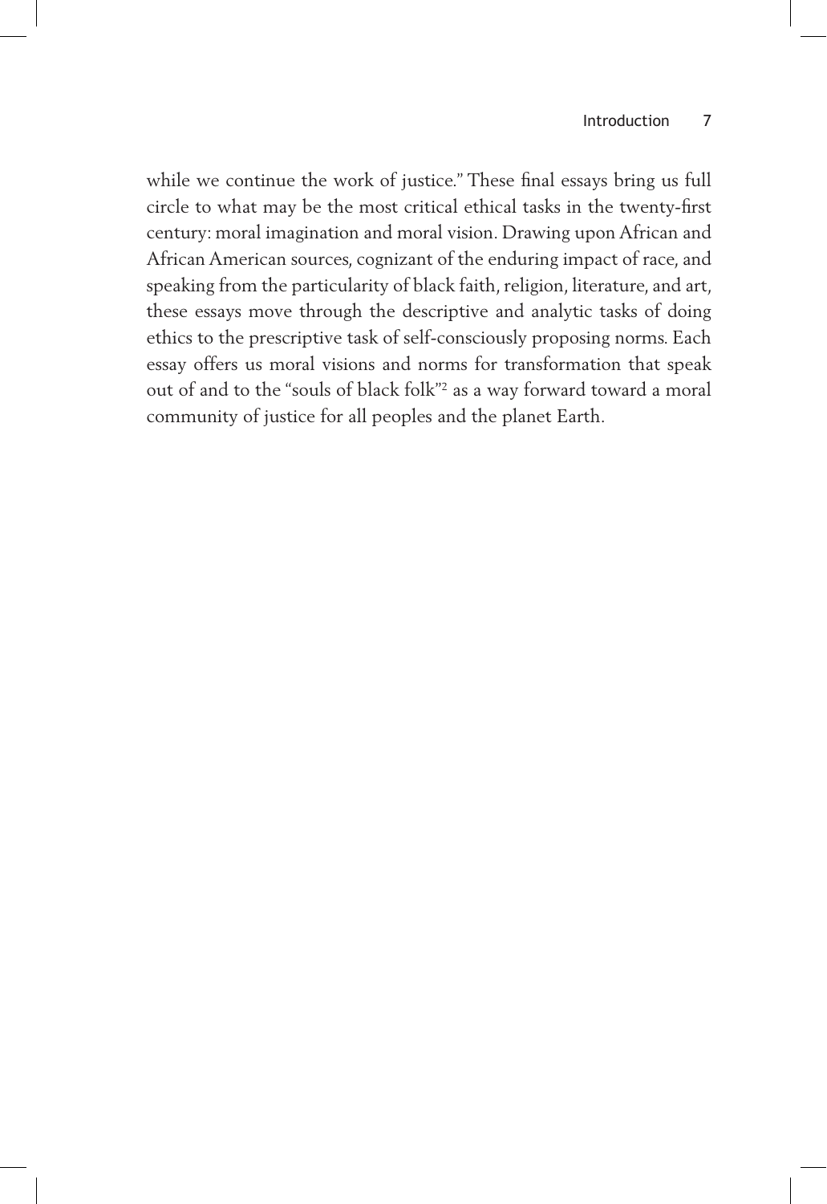while we continue the work of justice." These final essays bring us full circle to what may be the most critical ethical tasks in the twenty-first century: moral imagination and moral vision. Drawing upon African and African American sources, cognizant of the enduring impact of race, and speaking from the particularity of black faith, religion, literature, and art, these essays move through the descriptive and analytic tasks of doing ethics to the prescriptive task of self-consciously proposing norms. Each essay offers us moral visions and norms for transformation that speak out of and to the "souls of black folk"[2] as a way forward toward a moral community of justice for all peoples and the planet Earth.